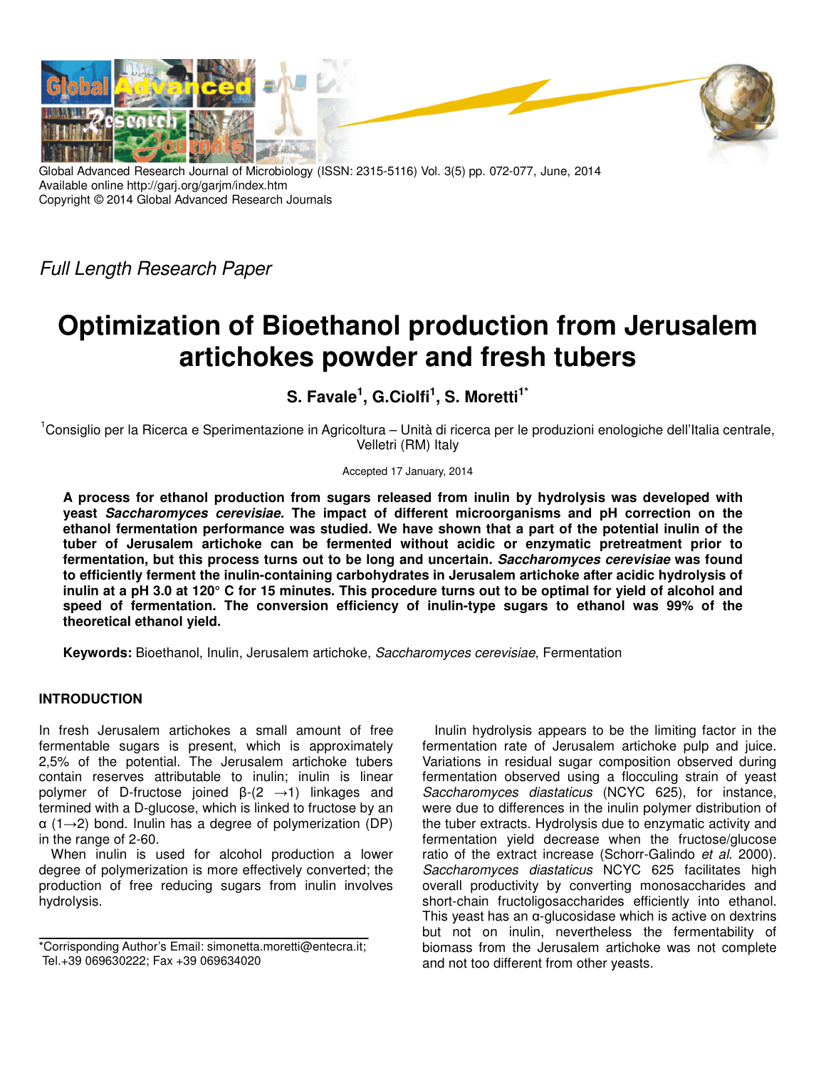Global Advanced Research Journal of Microbiology (ISSN: 2315-5116) Vol. 3(5) pp. 072-077, June, 2014
Available online http://garj.org/garjm/index.htm
Copyright © 2014 Global Advanced Research Journals

*Full Length Research Paper*

# Optimization of Bioethanol production from Jerusalem artichokes powder and fresh tubers

**S. Favale[1], G.Ciolfi[1], S. Moretti[1*]**

[1]Consiglio per la Ricerca e Sperimentazione in Agricoltura – Unità di ricerca per le produzioni enologiche dell'Italia centrale, Velletri (RM) Italy

Accepted 17 January, 2014

**A process for ethanol production from sugars released from inulin by hydrolysis was developed with yeast *Saccharomyces cerevisiae.* The impact of different microorganisms and pH correction on the ethanol fermentation performance was studied. We have shown that a part of the potential inulin of the tuber of Jerusalem artichoke can be fermented without acidic or enzymatic pretreatment prior to fermentation, but this process turns out to be long and uncertain. *Saccharomyces cerevisiae* was found to efficiently ferment the inulin-containing carbohydrates in Jerusalem artichoke after acidic hydrolysis of inulin at a pH 3.0 at 120° C for 15 minutes. This procedure turns out to be optimal for yield of alcohol and speed of fermentation. The conversion efficiency of inulin-type sugars to ethanol was 99% of the theoretical ethanol yield.**

**Keywords:** Bioethanol, Inulin, Jerusalem artichoke, *Saccharomyces cerevisiae*, Fermentation

## INTRODUCTION

In fresh Jerusalem artichokes a small amount of free fermentable sugars is present, which is approximately 2,5% of the potential. The Jerusalem artichoke tubers contain reserves attributable to inulin; inulin is linear polymer of D-fructose joined β-(2 →1) linkages and termined with a D-glucose, which is linked to fructose by an α (1→2) bond. Inulin has a degree of polymerization (DP) in the range of 2-60.

When inulin is used for alcohol production a lower degree of polymerization is more effectively converted; the production of free reducing sugars from inulin involves hydrolysis.

Inulin hydrolysis appears to be the limiting factor in the fermentation rate of Jerusalem artichoke pulp and juice. Variations in residual sugar composition observed during fermentation observed using a flocculing strain of yeast *Saccharomyces diastaticus* (NCYC 625), for instance, were due to differences in the inulin polymer distribution of the tuber extracts. Hydrolysis due to enzymatic activity and fermentation yield decrease when the fructose/glucose ratio of the extract increase (Schorr-Galindo *et al.* 2000). *Saccharomyces diastaticus* NCYC 625 facilitates high overall productivity by converting monosaccharides and short-chain fructoligosaccharides efficiently into ethanol. This yeast has an α-glucosidase which is active on dextrins but not on inulin, nevertheless the fermentability of biomass from the Jerusalem artichoke was not complete and not too different from other yeasts.

*Corrisponding Author's Email: simonetta.moretti@entecra.it; Tel.+39 069630222; Fax +39 069634020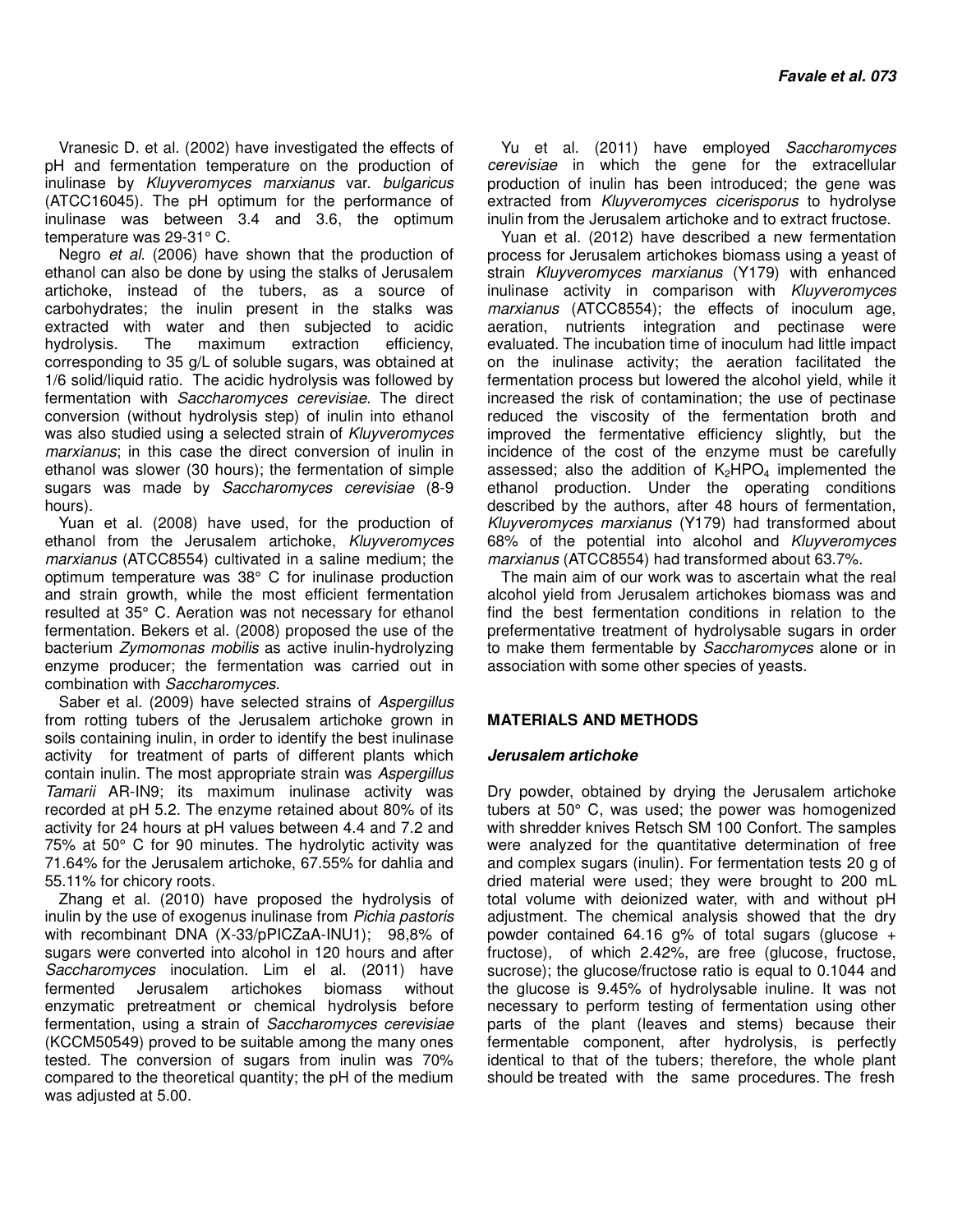Vranesic D. et al. (2002) have investigated the effects of pH and fermentation temperature on the production of inulinase by *Kluyveromyces marxianus* var. *bulgaricus* (ATCC16045). The pH optimum for the performance of inulinase was between 3.4 and 3.6, the optimum temperature was 29-31° C.

Negro *et al.* (2006) have shown that the production of ethanol can also be done by using the stalks of Jerusalem artichoke, instead of the tubers, as a source of carbohydrates; the inulin present in the stalks was extracted with water and then subjected to acidic hydrolysis. The maximum extraction efficiency, corresponding to 35 g/L of soluble sugars, was obtained at 1/6 solid/liquid ratio. The acidic hydrolysis was followed by fermentation with *Saccharomyces cerevisiae*. The direct conversion (without hydrolysis step) of inulin into ethanol was also studied using a selected strain of *Kluyveromyces marxianus*; in this case the direct conversion of inulin in ethanol was slower (30 hours); the fermentation of simple sugars was made by *Saccharomyces cerevisiae* (8-9 hours).

Yuan et al. (2008) have used, for the production of ethanol from the Jerusalem artichoke, *Kluyveromyces marxianus* (ATCC8554) cultivated in a saline medium; the optimum temperature was 38° C for inulinase production and strain growth, while the most efficient fermentation resulted at 35° C. Aeration was not necessary for ethanol fermentation. Bekers et al. (2008) proposed the use of the bacterium *Zymomonas mobilis* as active inulin-hydrolyzing enzyme producer; the fermentation was carried out in combination with *Saccharomyces.*

Saber et al. (2009) have selected strains of *Aspergillus* from rotting tubers of the Jerusalem artichoke grown in soils containing inulin, in order to identify the best inulinase activity for treatment of parts of different plants which contain inulin. The most appropriate strain was *Aspergillus Tamarii* AR-IN9; its maximum inulinase activity was recorded at pH 5.2. The enzyme retained about 80% of its activity for 24 hours at pH values between 4.4 and 7.2 and 75% at 50° C for 90 minutes. The hydrolytic activity was 71.64% for the Jerusalem artichoke, 67.55% for dahlia and 55.11% for chicory roots.

Zhang et al. (2010) have proposed the hydrolysis of inulin by the use of exogenus inulinase from *Pichia pastoris* with recombinant DNA (X-33/pPICZaA-INU1); 98,8% of sugars were converted into alcohol in 120 hours and after *Saccharomyces* inoculation. Lim el al. (2011) have fermented Jerusalem artichokes biomass without enzymatic pretreatment or chemical hydrolysis before fermentation, using a strain of *Saccharomyces cerevisiae* (KCCM50549) proved to be suitable among the many ones tested. The conversion of sugars from inulin was 70% compared to the theoretical quantity; the pH of the medium was adjusted at 5.00.

Yu et al. (2011) have employed *Saccharomyces cerevisiae* in which the gene for the extracellular production of inulin has been introduced; the gene was extracted from *Kluyveromyces cicerisporus* to hydrolyse inulin from the Jerusalem artichoke and to extract fructose.

Yuan et al. (2012) have described a new fermentation process for Jerusalem artichokes biomass using a yeast of strain *Kluyveromyces marxianus* (Y179) with enhanced inulinase activity in comparison with *Kluyveromyces marxianus* (ATCC8554); the effects of inoculum age, aeration, nutrients integration and pectinase were evaluated. The incubation time of inoculum had little impact on the inulinase activity; the aeration facilitated the fermentation process but lowered the alcohol yield, while it increased the risk of contamination; the use of pectinase reduced the viscosity of the fermentation broth and improved the fermentative efficiency slightly, but the incidence of the cost of the enzyme must be carefully assessed; also the addition of $K_2HPO_4$ implemented the ethanol production. Under the operating conditions described by the authors, after 48 hours of fermentation, *Kluyveromyces marxianus* (Y179) had transformed about 68% of the potential into alcohol and *Kluyveromyces marxianus* (ATCC8554) had transformed about 63.7%.

The main aim of our work was to ascertain what the real alcohol yield from Jerusalem artichokes biomass was and find the best fermentation conditions in relation to the prefermentative treatment of hydrolysable sugars in order to make them fermentable by *Saccharomyces* alone or in association with some other species of yeasts.

## MATERIALS AND METHODS

### *Jerusalem artichoke*

Dry powder, obtained by drying the Jerusalem artichoke tubers at 50° C, was used; the power was homogenized with shredder knives Retsch SM 100 Confort. The samples were analyzed for the quantitative determination of free and complex sugars (inulin). For fermentation tests 20 g of dried material were used; they were brought to 200 mL total volume with deionized water, with and without pH adjustment. The chemical analysis showed that the dry powder contained 64.16 g% of total sugars (glucose + fructose), of which 2.42%, are free (glucose, fructose, sucrose); the glucose/fructose ratio is equal to 0.1044 and the glucose is 9.45% of hydrolysable inuline. It was not necessary to perform testing of fermentation using other parts of the plant (leaves and stems) because their fermentable component, after hydrolysis, is perfectly identical to that of the tubers; therefore, the whole plant should be treated with the same procedures. The fresh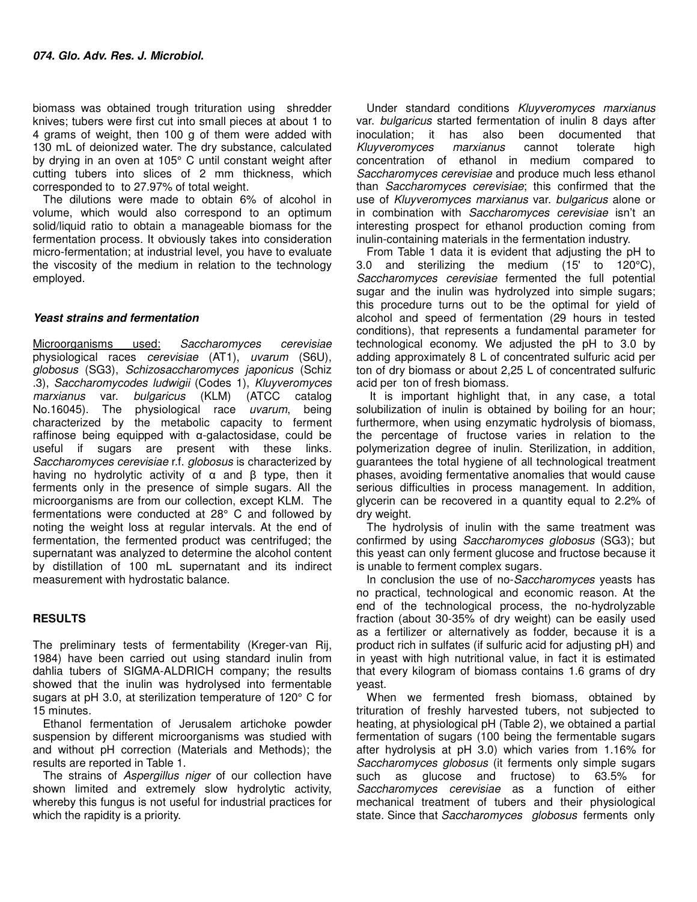biomass was obtained trough trituration using shredder knives; tubers were first cut into small pieces at about 1 to 4 grams of weight, then 100 g of them were added with 130 mL of deionized water. The dry substance, calculated by drying in an oven at 105° C until constant weight after cutting tubers into slices of 2 mm thickness, which corresponded to to 27.97% of total weight.

The dilutions were made to obtain 6% of alcohol in volume, which would also correspond to an optimum solid/liquid ratio to obtain a manageable biomass for the fermentation process. It obviously takes into consideration micro-fermentation; at industrial level, you have to evaluate the viscosity of the medium in relation to the technology employed.

### *Yeast strains and fermentation*

Microorganisms used: *Saccharomyces cerevisiae* physiological races *cerevisiae* (AT1), *uvarum* (S6U), *globosus* (SG3), *Schizosaccharomyces japonicus* (Schiz .3), *Saccharomycodes ludwigii* (Codes 1), *Kluyveromyces marxianus* var. *bulgaricus* (KLM) (ATCC catalog No.16045). The physiological race *uvarum*, being characterized by the metabolic capacity to ferment raffinose being equipped with α-galactosidase, could be useful if sugars are present with these links. *Saccharomyces cerevisiae* r.f. *globosus* is characterized by having no hydrolytic activity of α and β type, then it ferments only in the presence of simple sugars. All the microorganisms are from our collection, except KLM. The fermentations were conducted at 28° C and followed by noting the weight loss at regular intervals. At the end of fermentation, the fermented product was centrifuged; the supernatant was analyzed to determine the alcohol content by distillation of 100 mL supernatant and its indirect measurement with hydrostatic balance.

## RESULTS

The preliminary tests of fermentability (Kreger-van Rij, 1984) have been carried out using standard inulin from dahlia tubers of SIGMA-ALDRICH company; the results showed that the inulin was hydrolysed into fermentable sugars at pH 3.0, at sterilization temperature of 120° C for 15 minutes.

Ethanol fermentation of Jerusalem artichoke powder suspension by different microorganisms was studied with and without pH correction (Materials and Methods); the results are reported in Table 1.

The strains of *Aspergillus niger* of our collection have shown limited and extremely slow hydrolytic activity, whereby this fungus is not useful for industrial practices for which the rapidity is a priority.

Under standard conditions *Kluyveromyces marxianus* var. *bulgaricus* started fermentation of inulin 8 days after inoculation; it has also been documented that *Kluyveromyces marxianus* cannot tolerate high concentration of ethanol in medium compared to *Saccharomyces cerevisiae* and produce much less ethanol than *Saccharomyces cerevisiae*; this confirmed that the use of *Kluyveromyces marxianus* var. *bulgaricus* alone or in combination with *Saccharomyces cerevisiae* isn't an interesting prospect for ethanol production coming from inulin-containing materials in the fermentation industry.

From Table 1 data it is evident that adjusting the pH to 3.0 and sterilizing the medium (15' to 120°C), *Saccharomyces cerevisiae* fermented the full potential sugar and the inulin was hydrolyzed into simple sugars; this procedure turns out to be the optimal for yield of alcohol and speed of fermentation (29 hours in tested conditions), that represents a fundamental parameter for technological economy. We adjusted the pH to 3.0 by adding approximately 8 L of concentrated sulfuric acid per ton of dry biomass or about 2,25 L of concentrated sulfuric acid per ton of fresh biomass.

It is important highlight that, in any case, a total solubilization of inulin is obtained by boiling for an hour; furthermore, when using enzymatic hydrolysis of biomass, the percentage of fructose varies in relation to the polymerization degree of inulin. Sterilization, in addition, guarantees the total hygiene of all technological treatment phases, avoiding fermentative anomalies that would cause serious difficulties in process management. In addition, glycerin can be recovered in a quantity equal to 2.2% of dry weight.

The hydrolysis of inulin with the same treatment was confirmed by using *Saccharomyces globosus* (SG3); but this yeast can only ferment glucose and fructose because it is unable to ferment complex sugars.

In conclusion the use of no-*Saccharomyces* yeasts has no practical, technological and economic reason. At the end of the technological process, the no-hydrolyzable fraction (about 30-35% of dry weight) can be easily used as a fertilizer or alternatively as fodder, because it is a product rich in sulfates (if sulfuric acid for adjusting pH) and in yeast with high nutritional value, in fact it is estimated that every kilogram of biomass contains 1.6 grams of dry yeast.

When we fermented fresh biomass, obtained by trituration of freshly harvested tubers, not subjected to heating, at physiological pH (Table 2), we obtained a partial fermentation of sugars (100 being the fermentable sugars after hydrolysis at pH 3.0) which varies from 1.16% for *Saccharomyces globosus* (it ferments only simple sugars such as glucose and fructose) to 63.5% for *Saccharomyces cerevisiae* as a function of either mechanical treatment of tubers and their physiological state. Since that *Saccharomyces globosus* ferments only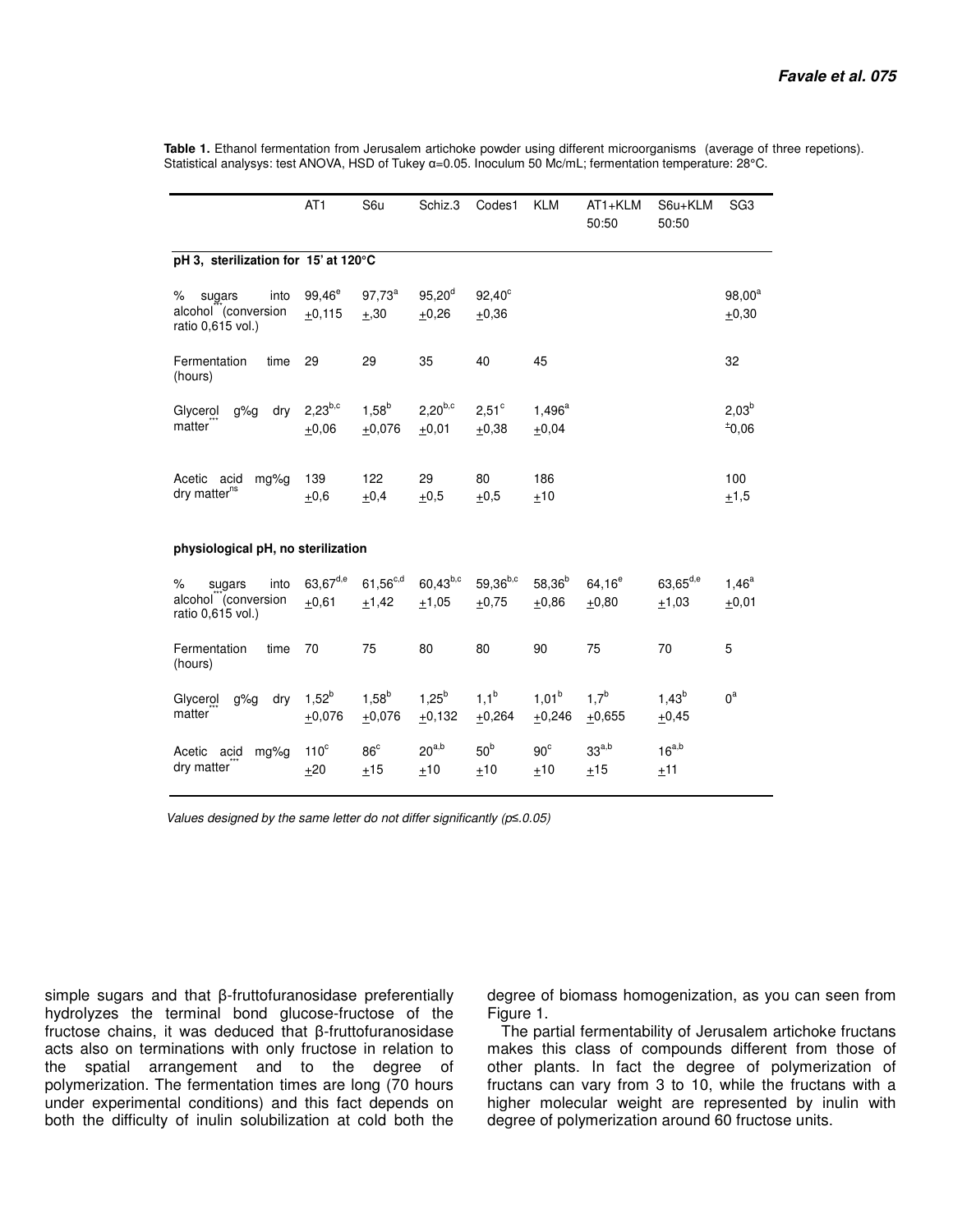**Table 1.** Ethanol fermentation from Jerusalem artichoke powder using different microorganisms (average of three repetions). Statistical analysys: test ANOVA, HSD of Tukey α=0.05. Inoculum 50 Mc/mL; fermentation temperature: 28°C.

| | AT1 | S6u | Schiz.3 | Codes1 | KLM | AT1+KLM 50:50 | S6u+KLM 50:50 | SG3 |
|---|---|---|---|---|---|---|---|---|
| **pH 3, sterilization for 15' at 120°C** | | | | | | | | |
| % sugars into alcohol*** (conversion ratio 0,615 vol.) | 99,46[e] ±0,115 | 97,73[a] ±,30 | 95,20[d] ±0,26 | 92,40[c] ±0,36 | | | | 98,00[a] ±0,30 |
| Fermentation time (hours) | 29 | 29 | 35 | 40 | 45 | | | 32 |
| Glycerol g%g dry matter*** | 2,23[b,c] ±0,06 | 1,58[b] ±0,076 | 2,20[b,c] ±0,01 | 2,51[c] ±0,38 | 1,496[a] ±0,04 | | | 2,03[b] ±0,06 |
| Acetic acid mg%g dry matter[ns] | 139 ±0,6 | 122 ±0,4 | 29 ±0,5 | 80 ±0,5 | 186 ±10 | | | 100 ±1,5 |
| **physiological pH, no sterilization** | | | | | | | | |
| % sugars into alcohol*** (conversion ratio 0,615 vol.) | 63,67[d,e] ±0,61 | 61,56[c,d] ±1,42 | 60,43[b,c] ±1,05 | 59,36[b,c] ±0,75 | 58,36[b] ±0,86 | 64,16[e] ±0,80 | 63,65[d,e] ±1,03 | 1,46[a] ±0,01 |
| Fermentation time (hours) | 70 | 75 | 80 | 80 | 90 | 75 | 70 | 5 |
| Glycerol g%g dry matter*** | 1,52[b] ±0,076 | 1,58[b] ±0,076 | 1,25[b] ±0,132 | 1,1[b] ±0,264 | 1,01[b] ±0,246 | 1,7[b] ±0,655 | 1,43[b] ±0,45 | 0[a] |
| Acetic acid mg%g dry matter*** | 110[c] ±20 | 86[c] ±15 | 20[a,b] ±10 | 50[b] ±10 | 90[c] ±10 | 33[a,b] ±15 | 16[a,b] ±11 | |

*Values designed by the same letter do not differ significantly (p≤.0.05)*

simple sugars and that β-fruttofuranosidase preferentially hydrolyzes the terminal bond glucose-fructose of the fructose chains, it was deduced that β-fruttofuranosidase acts also on terminations with only fructose in relation to the spatial arrangement and to the degree of polymerization. The fermentation times are long (70 hours under experimental conditions) and this fact depends on both the difficulty of inulin solubilization at cold both the degree of biomass homogenization, as you can seen from Figure 1.

The partial fermentability of Jerusalem artichoke fructans makes this class of compounds different from those of other plants. In fact the degree of polymerization of fructans can vary from 3 to 10, while the fructans with a higher molecular weight are represented by inulin with degree of polymerization around 60 fructose units.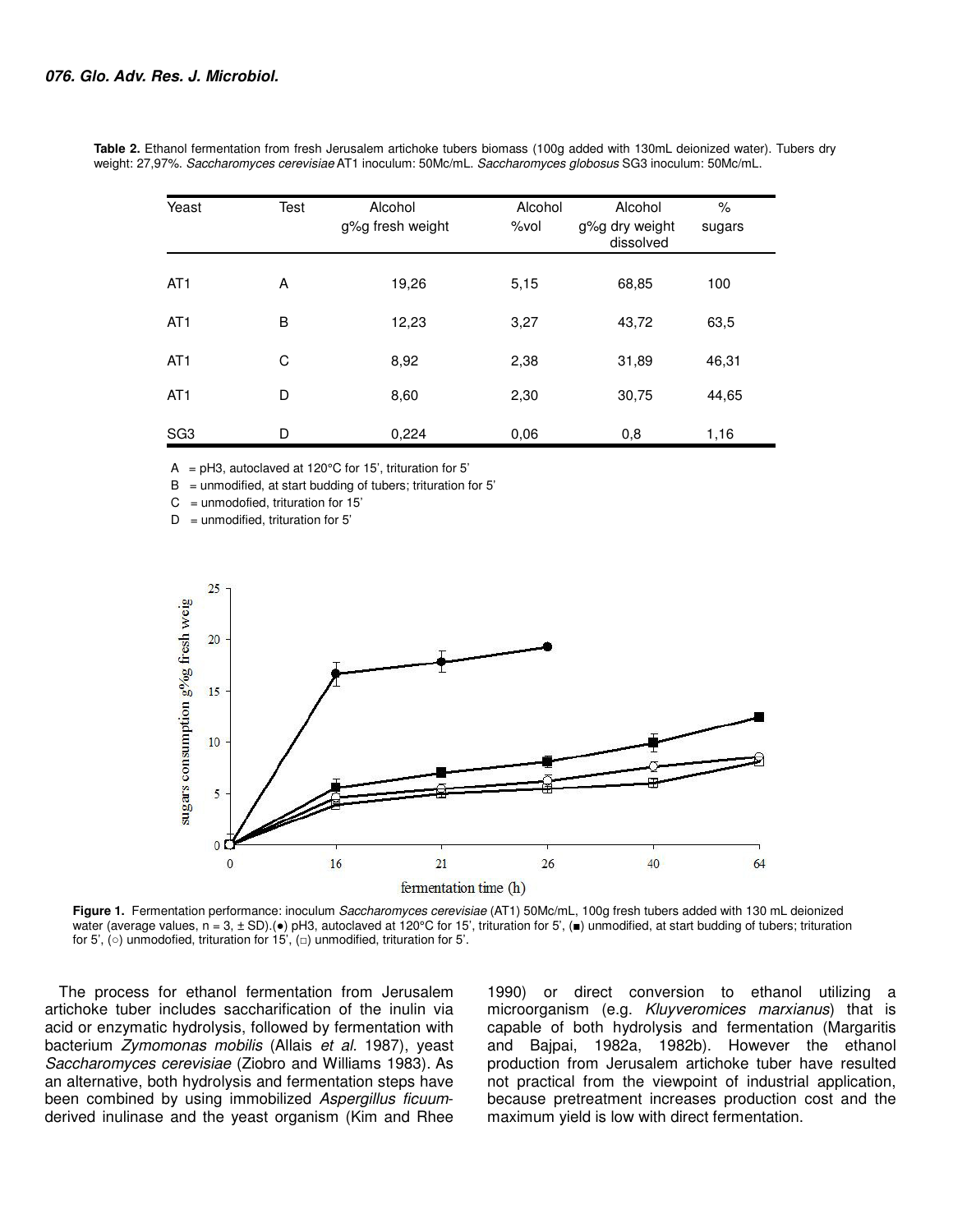**Table 2.** Ethanol fermentation from fresh Jerusalem artichoke tubers biomass (100g added with 130mL deionized water). Tubers dry weight: 27,97%. *Saccharomyces cerevisiae* AT1 inoculum: 50Mc/mL. *Saccharomyces globosus* SG3 inoculum: 50Mc/mL.

| Yeast | Test | Alcohol g%g fresh weight | Alcohol %vol | Alcohol g%g dry weight dissolved | % sugars |
|---|---|---|---|---|---|
| AT1 | A | 19,26 | 5,15 | 68,85 | 100 |
| AT1 | B | 12,23 | 3,27 | 43,72 | 63,5 |
| AT1 | C | 8,92 | 2,38 | 31,89 | 46,31 |
| AT1 | D | 8,60 | 2,30 | 30,75 | 44,65 |
| SG3 | D | 0,224 | 0,06 | 0,8 | 1,16 |

A = pH3, autoclaved at 120°C for 15', trituration for 5'

B = unmodified, at start budding of tubers; trituration for 5'

C = unmodofied, trituration for 15'

D = unmodified, trituration for 5'

**Figure 1.** Fermentation performance: inoculum *Saccharomyces cerevisiae* (AT1) 50Mc/mL, 100g fresh tubers added with 130 mL deionized water (average values, n = 3, ± SD).(●) pH3, autoclaved at 120°C for 15', trituration for 5', (■) unmodified, at start budding of tubers; trituration for 5', (○) unmodofied, trituration for 15', (□) unmodified, trituration for 5'.

The process for ethanol fermentation from Jerusalem artichoke tuber includes saccharification of the inulin via acid or enzymatic hydrolysis, followed by fermentation with bacterium *Zymomonas mobilis* (Allais *et al.* 1987), yeast *Saccharomyces cerevisiae* (Ziobro and Williams 1983). As an alternative, both hydrolysis and fermentation steps have been combined by using immobilized *Aspergillus ficuum*-derived inulinase and the yeast organism (Kim and Rhee 1990) or direct conversion to ethanol utilizing a microorganism (e.g. *Kluyveromices marxianus*) that is capable of both hydrolysis and fermentation (Margaritis and Bajpai, 1982a, 1982b). However the ethanol production from Jerusalem artichoke tuber have resulted not practical from the viewpoint of industrial application, because pretreatment increases production cost and the maximum yield is low with direct fermentation.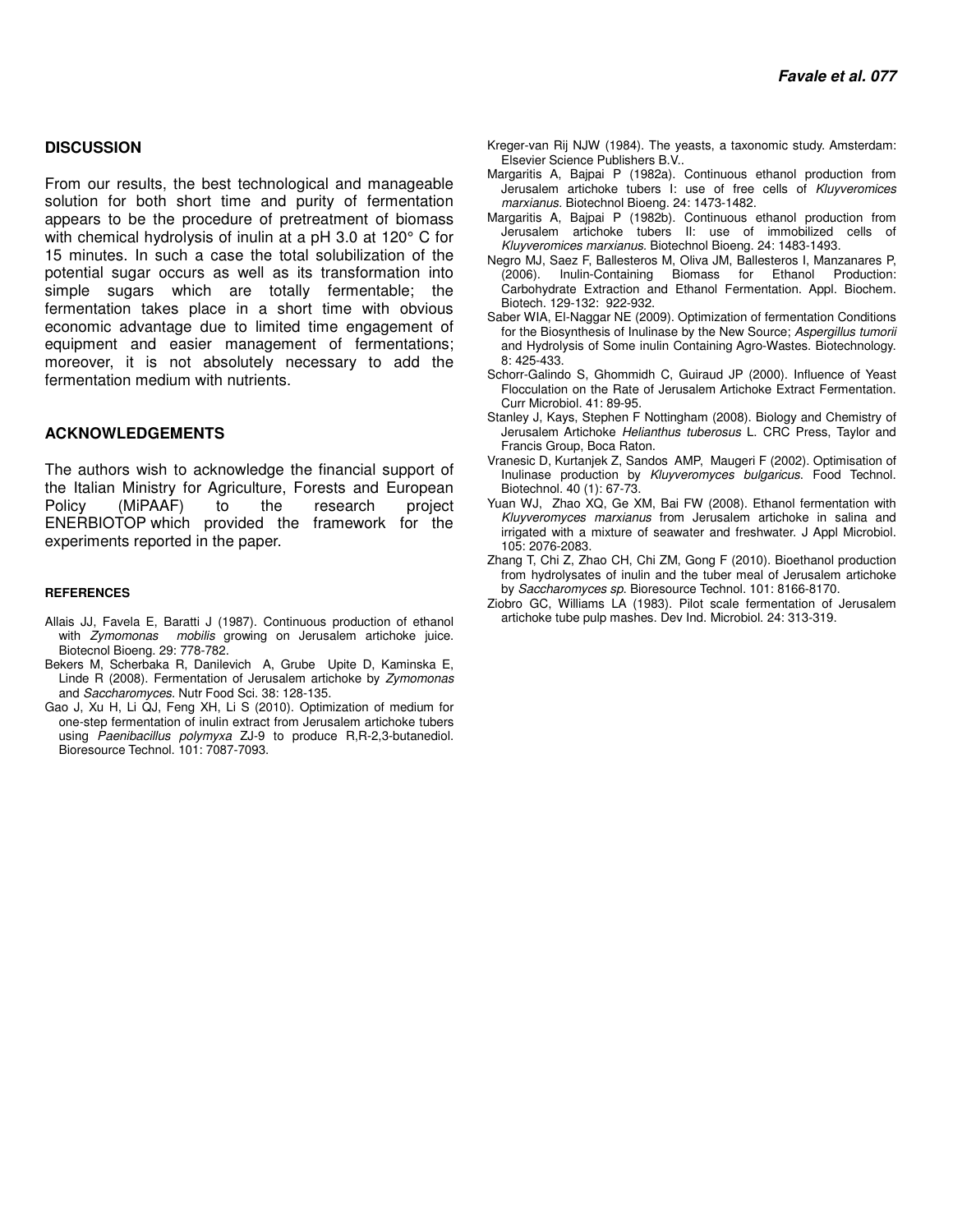## DISCUSSION

From our results, the best technological and manageable solution for both short time and purity of fermentation appears to be the procedure of pretreatment of biomass with chemical hydrolysis of inulin at a pH 3.0 at 120° C for 15 minutes. In such a case the total solubilization of the potential sugar occurs as well as its transformation into simple sugars which are totally fermentable; the fermentation takes place in a short time with obvious economic advantage due to limited time engagement of equipment and easier management of fermentations; moreover, it is not absolutely necessary to add the fermentation medium with nutrients.

## ACKNOWLEDGEMENTS

The authors wish to acknowledge the financial support of the Italian Ministry for Agriculture, Forests and European Policy (MiPAAF) to the research project ENERBIOTOP which provided the framework for the experiments reported in the paper.

### REFERENCES

Allais JJ, Favela E, Baratti J (1987). Continuous production of ethanol with *Zymomonas mobilis* growing on Jerusalem artichoke juice. Biotecnol Bioeng. 29: 778-782.

Bekers M, Scherbaka R, Danilevich A, Grube Upite D, Kaminska E, Linde R (2008). Fermentation of Jerusalem artichoke by *Zymomonas* and *Saccharomyces*. Nutr Food Sci. 38: 128-135.

Gao J, Xu H, Li QJ, Feng XH, Li S (2010). Optimization of medium for one-step fermentation of inulin extract from Jerusalem artichoke tubers using *Paenibacillus polymyxa* ZJ-9 to produce R,R-2,3-butanediol. Bioresource Technol. 101: 7087-7093.

Kreger-van Rij NJW (1984). The yeasts, a taxonomic study. Amsterdam: Elsevier Science Publishers B.V..

Margaritis A, Bajpai P (1982a). Continuous ethanol production from Jerusalem artichoke tubers I: use of free cells of *Kluyveromices marxianus*. Biotechnol Bioeng. 24: 1473-1482.

Margaritis A, Bajpai P (1982b). Continuous ethanol production from Jerusalem artichoke tubers II: use of immobilized cells of *Kluyveromices marxianus*. Biotechnol Bioeng. 24: 1483-1493.

Negro MJ, Saez F, Ballesteros M, Oliva JM, Ballesteros I, Manzanares P, (2006). Inulin-Containing Biomass for Ethanol Production: Carbohydrate Extraction and Ethanol Fermentation. Appl. Biochem. Biotech. 129-132: 922-932.

Saber WIA, El-Naggar NE (2009). Optimization of fermentation Conditions for the Biosynthesis of Inulinase by the New Source; *Aspergillus tumorii* and Hydrolysis of Some inulin Containing Agro-Wastes. Biotechnology. 8: 425-433.

Schorr-Galindo S, Ghommidh C, Guiraud JP (2000). Influence of Yeast Flocculation on the Rate of Jerusalem Artichoke Extract Fermentation. Curr Microbiol. 41: 89-95.

Stanley J, Kays, Stephen F Nottingham (2008). Biology and Chemistry of Jerusalem Artichoke *Helianthus tuberosus* L. CRC Press, Taylor and Francis Group, Boca Raton.

Vranesic D, Kurtanjek Z, Sandos AMP, Maugeri F (2002). Optimisation of Inulinase production by *Kluyveromyces bulgaricus*. Food Technol. Biotechnol. 40 (1): 67-73.

Yuan WJ, Zhao XQ, Ge XM, Bai FW (2008). Ethanol fermentation with *Kluyveromyces marxianus* from Jerusalem artichoke in salina and irrigated with a mixture of seawater and freshwater. J Appl Microbiol. 105: 2076-2083.

Zhang T, Chi Z, Zhao CH, Chi ZM, Gong F (2010). Bioethanol production from hydrolysates of inulin and the tuber meal of Jerusalem artichoke by *Saccharomyces sp*. Bioresource Technol. 101: 8166-8170.

Ziobro GC, Williams LA (1983). Pilot scale fermentation of Jerusalem artichoke tube pulp mashes. Dev Ind. Microbiol. 24: 313-319.